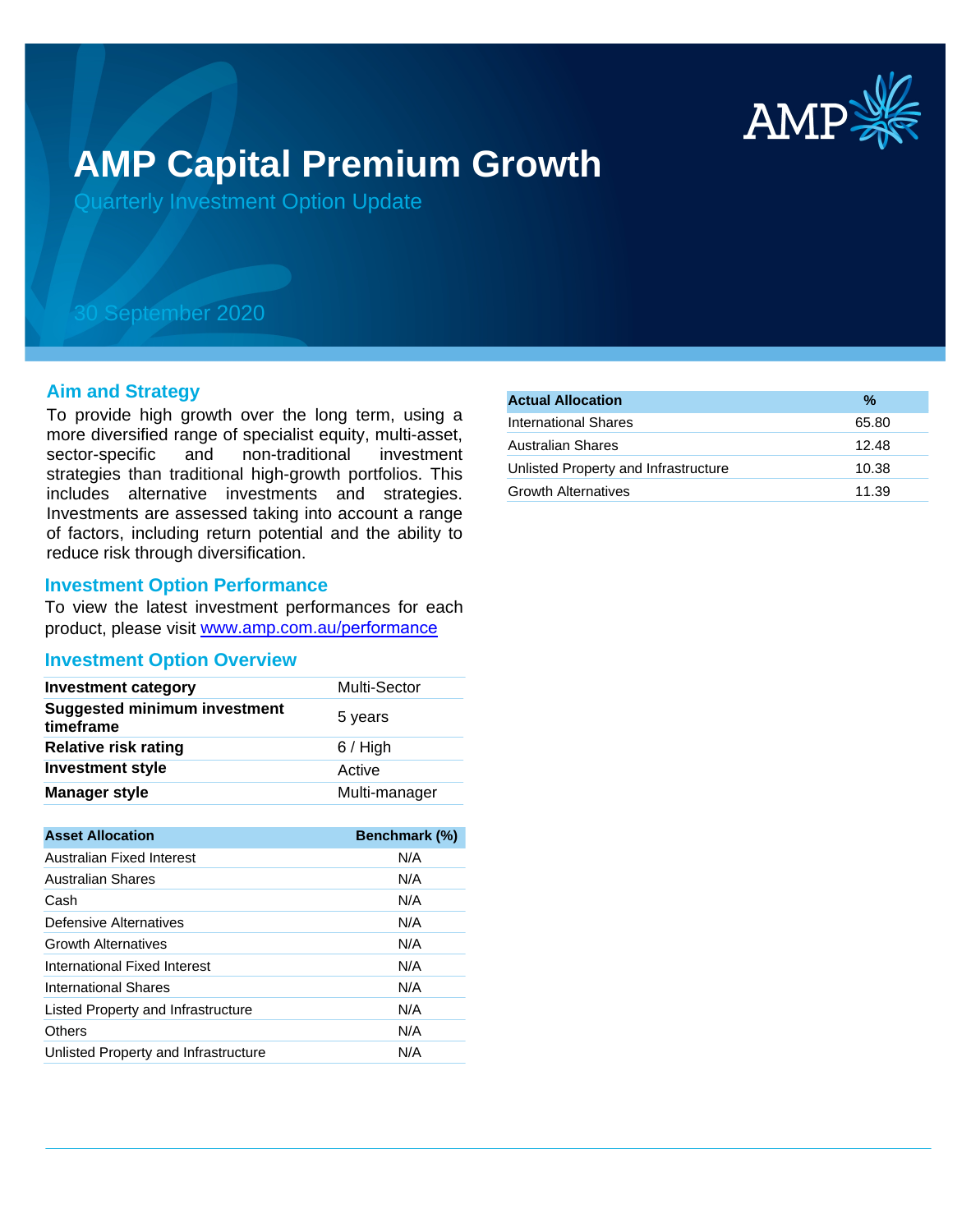# AMP Capital Premium Growth

## Quarterly Investment Option Update

30 September 2020

## Aim and Strategy

To provide high growth over the long term, using a more diversified range of specialist equity, multi-asset, sector-specific and non-traditional investment strategies than traditional high-growth portfolios. This includes alternative investments and strategies. Investments are assessed taking into account a range of factors, including return potential and the ability to reduce risk through diversification.

## Investment Option Performance

To view the latest investment performances for each product, please visit [www.amp.com.au/performance](http://www.amp.com.au/performance)

## Investment Option Overview

| | |
|---|---|
| **Investment category** | Multi-Sector |
| **Suggested minimum investment timeframe** | 5 years |
| **Relative risk rating** | 6 / High |
| **Investment style** | Active |
| **Manager style** | Multi-manager |

| Asset Allocation | Benchmark (%) |
|---|---|
| Australian Fixed Interest | N/A |
| Australian Shares | N/A |
| Cash | N/A |
| Defensive Alternatives | N/A |
| Growth Alternatives | N/A |
| International Fixed Interest | N/A |
| International Shares | N/A |
| Listed Property and Infrastructure | N/A |
| Others | N/A |
| Unlisted Property and Infrastructure | N/A |

| Actual Allocation | % |
|---|---|
| International Shares | 65.80 |
| Australian Shares | 12.48 |
| Unlisted Property and Infrastructure | 10.38 |
| Growth Alternatives | 11.39 |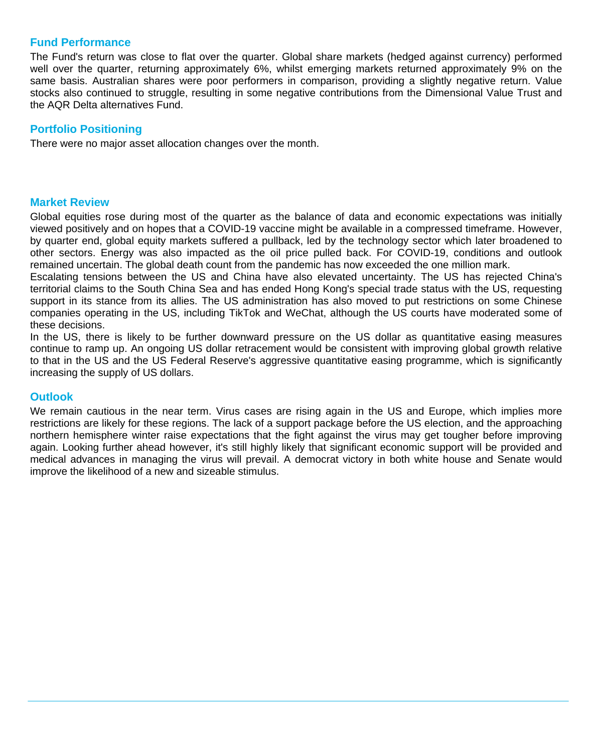## Fund Performance

The Fund's return was close to flat over the quarter. Global share markets (hedged against currency) performed well over the quarter, returning approximately 6%, whilst emerging markets returned approximately 9% on the same basis. Australian shares were poor performers in comparison, providing a slightly negative return. Value stocks also continued to struggle, resulting in some negative contributions from the Dimensional Value Trust and the AQR Delta alternatives Fund.

## Portfolio Positioning

There were no major asset allocation changes over the month.

## Market Review

Global equities rose during most of the quarter as the balance of data and economic expectations was initially viewed positively and on hopes that a COVID-19 vaccine might be available in a compressed timeframe. However, by quarter end, global equity markets suffered a pullback, led by the technology sector which later broadened to other sectors. Energy was also impacted as the oil price pulled back. For COVID-19, conditions and outlook remained uncertain. The global death count from the pandemic has now exceeded the one million mark.

Escalating tensions between the US and China have also elevated uncertainty. The US has rejected China's territorial claims to the South China Sea and has ended Hong Kong's special trade status with the US, requesting support in its stance from its allies. The US administration has also moved to put restrictions on some Chinese companies operating in the US, including TikTok and WeChat, although the US courts have moderated some of these decisions.

In the US, there is likely to be further downward pressure on the US dollar as quantitative easing measures continue to ramp up. An ongoing US dollar retracement would be consistent with improving global growth relative to that in the US and the US Federal Reserve's aggressive quantitative easing programme, which is significantly increasing the supply of US dollars.

## Outlook

We remain cautious in the near term. Virus cases are rising again in the US and Europe, which implies more restrictions are likely for these regions. The lack of a support package before the US election, and the approaching northern hemisphere winter raise expectations that the fight against the virus may get tougher before improving again. Looking further ahead however, it's still highly likely that significant economic support will be provided and medical advances in managing the virus will prevail. A democrat victory in both white house and Senate would improve the likelihood of a new and sizeable stimulus.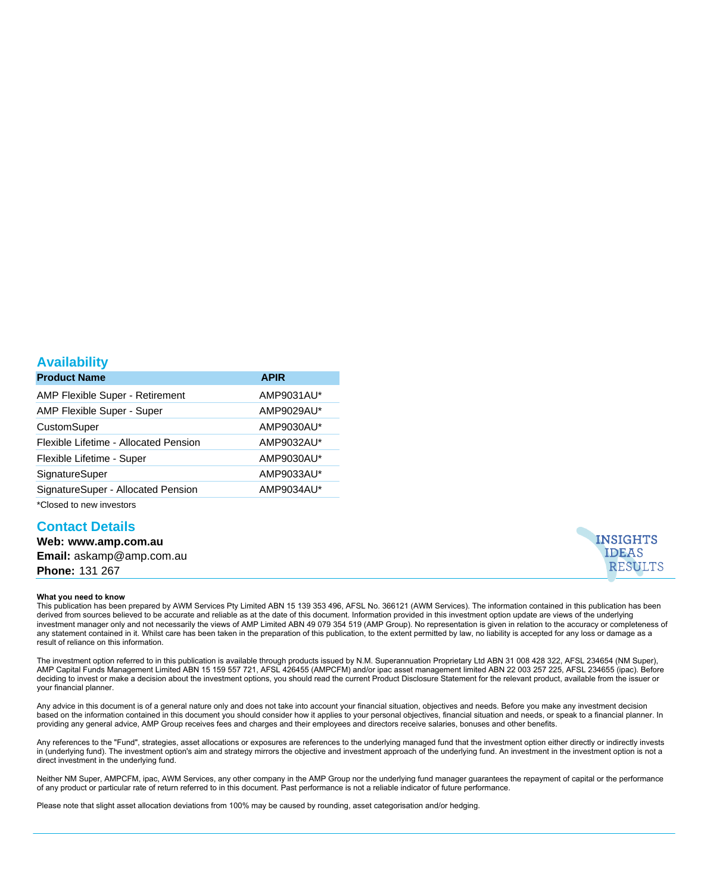## Availability

| Product Name | APIR |
| --- | --- |
| AMP Flexible Super - Retirement | AMP9031AU* |
| AMP Flexible Super - Super | AMP9029AU* |
| CustomSuper | AMP9030AU* |
| Flexible Lifetime - Allocated Pension | AMP9032AU* |
| Flexible Lifetime - Super | AMP9030AU* |
| SignatureSuper | AMP9033AU* |
| SignatureSuper - Allocated Pension | AMP9034AU* |

*Closed to new investors

## Contact Details

**Web: www.amp.com.au**
**Email:** askamp@amp.com.au
**Phone:** 131 267

INSIGHTS
IDEAS
RESULTS

**What you need to know**

This publication has been prepared by AWM Services Pty Limited ABN 15 139 353 496, AFSL No. 366121 (AWM Services). The information contained in this publication has been derived from sources believed to be accurate and reliable as at the date of this document. Information provided in this investment option update are views of the underlying investment manager only and not necessarily the views of AMP Limited ABN 49 079 354 519 (AMP Group). No representation is given in relation to the accuracy or completeness of any statement contained in it. Whilst care has been taken in the preparation of this publication, to the extent permitted by law, no liability is accepted for any loss or damage as a result of reliance on this information.

The investment option referred to in this publication is available through products issued by N.M. Superannuation Proprietary Ltd ABN 31 008 428 322, AFSL 234654 (NM Super), AMP Capital Funds Management Limited ABN 15 159 557 721, AFSL 426455 (AMPCFM) and/or ipac asset management limited ABN 22 003 257 225, AFSL 234655 (ipac). Before deciding to invest or make a decision about the investment options, you should read the current Product Disclosure Statement for the relevant product, available from the issuer or your financial planner.

Any advice in this document is of a general nature only and does not take into account your financial situation, objectives and needs. Before you make any investment decision based on the information contained in this document you should consider how it applies to your personal objectives, financial situation and needs, or speak to a financial planner. In providing any general advice, AMP Group receives fees and charges and their employees and directors receive salaries, bonuses and other benefits.

Any references to the "Fund", strategies, asset allocations or exposures are references to the underlying managed fund that the investment option either directly or indirectly invests in (underlying fund). The investment option's aim and strategy mirrors the objective and investment approach of the underlying fund. An investment in the investment option is not a direct investment in the underlying fund.

Neither NM Super, AMPCFM, ipac, AWM Services, any other company in the AMP Group nor the underlying fund manager guarantees the repayment of capital or the performance of any product or particular rate of return referred to in this document. Past performance is not a reliable indicator of future performance.

Please note that slight asset allocation deviations from 100% may be caused by rounding, asset categorisation and/or hedging.